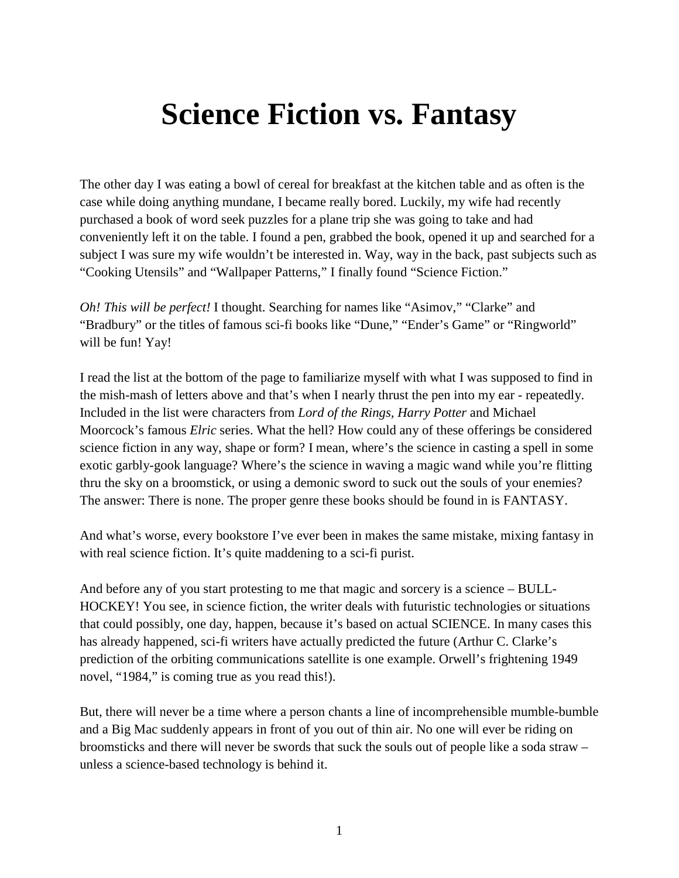# Science Fiction vs. Fantasy

The other day I was eating a bowl of cereal for breakfast at the kitchen table and as often is the case while doing anything mundane, I became really bored. Luckily, my wife had recently purchased a book of word seek puzzles for a plane trip she was going to take and had conveniently left it on the table. I found a pen, grabbed the book, opened it up and searched for a subject I was sure my wife wouldn't be interested in. Way, way in the back, past subjects such as "Cooking Utensils" and "Wallpaper Patterns," I finally found "Science Fiction."

*Oh! This will be perfect!* I thought. Searching for names like "Asimov," "Clarke" and "Bradbury" or the titles of famous sci-fi books like "Dune," "Ender's Game" or "Ringworld" will be fun! Yay!

I read the list at the bottom of the page to familiarize myself with what I was supposed to find in the mish-mash of letters above and that's when I nearly thrust the pen into my ear - repeatedly. Included in the list were characters from *Lord of the Rings*, *Harry Potter* and Michael Moorcock's famous *Elric* series. What the hell? How could any of these offerings be considered science fiction in any way, shape or form? I mean, where's the science in casting a spell in some exotic garbly-gook language? Where's the science in waving a magic wand while you're flitting thru the sky on a broomstick, or using a demonic sword to suck out the souls of your enemies? The answer: There is none. The proper genre these books should be found in is FANTASY.

And what's worse, every bookstore I've ever been in makes the same mistake, mixing fantasy in with real science fiction. It's quite maddening to a sci-fi purist.

And before any of you start protesting to me that magic and sorcery is a science – BULL-HOCKEY! You see, in science fiction, the writer deals with futuristic technologies or situations that could possibly, one day, happen, because it's based on actual SCIENCE. In many cases this has already happened, sci-fi writers have actually predicted the future (Arthur C. Clarke's prediction of the orbiting communications satellite is one example. Orwell's frightening 1949 novel, "1984," is coming true as you read this!).

But, there will never be a time where a person chants a line of incomprehensible mumble-bumble and a Big Mac suddenly appears in front of you out of thin air. No one will ever be riding on broomsticks and there will never be swords that suck the souls out of people like a soda straw – unless a science-based technology is behind it.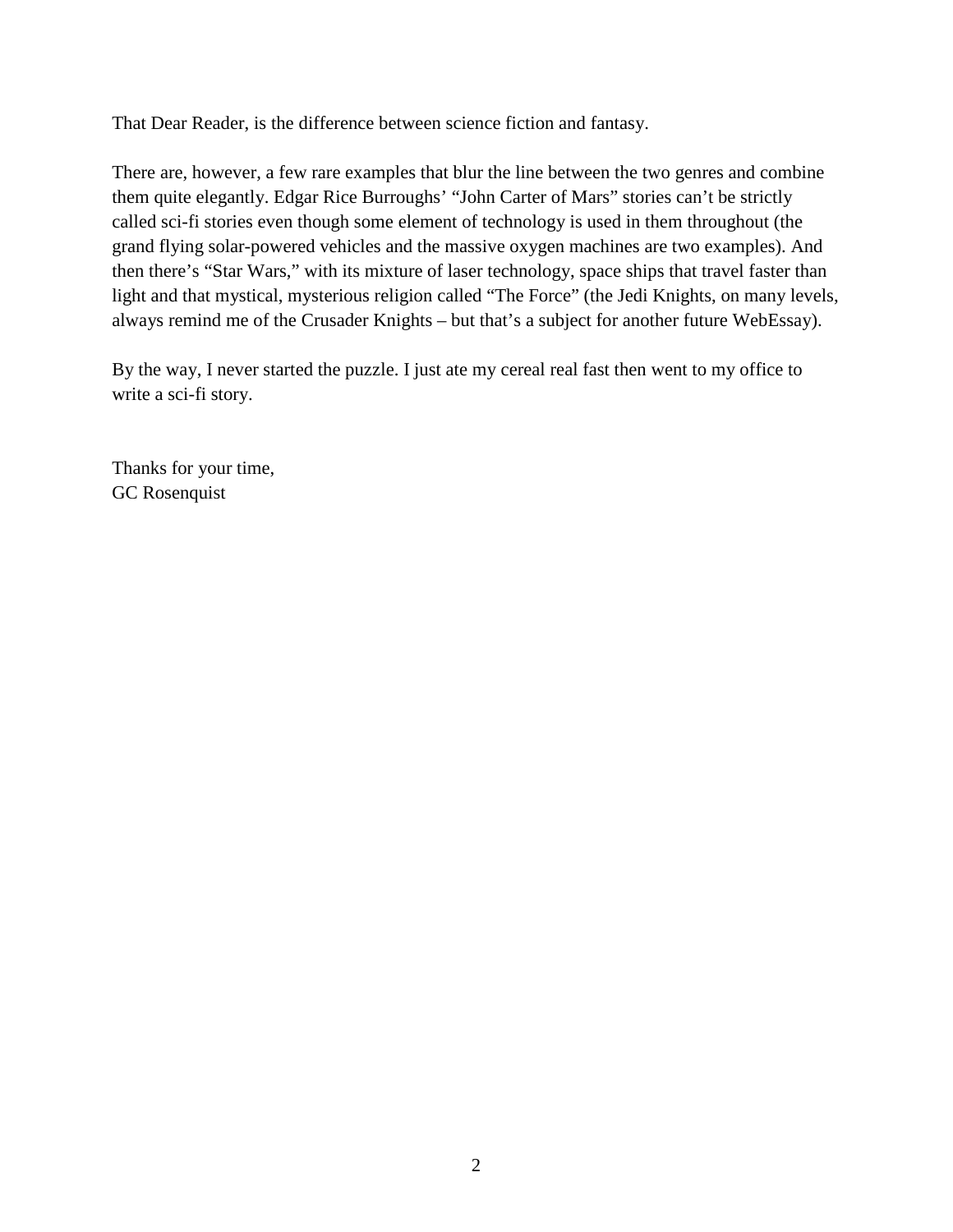That Dear Reader, is the difference between science fiction and fantasy.

There are, however, a few rare examples that blur the line between the two genres and combine them quite elegantly. Edgar Rice Burroughs' "John Carter of Mars" stories can't be strictly called sci-fi stories even though some element of technology is used in them throughout (the grand flying solar-powered vehicles and the massive oxygen machines are two examples). And then there's "Star Wars," with its mixture of laser technology, space ships that travel faster than light and that mystical, mysterious religion called "The Force" (the Jedi Knights, on many levels, always remind me of the Crusader Knights – but that's a subject for another future WebEssay).

By the way, I never started the puzzle. I just ate my cereal real fast then went to my office to write a sci-fi story.

Thanks for your time,  
GC Rosenquist